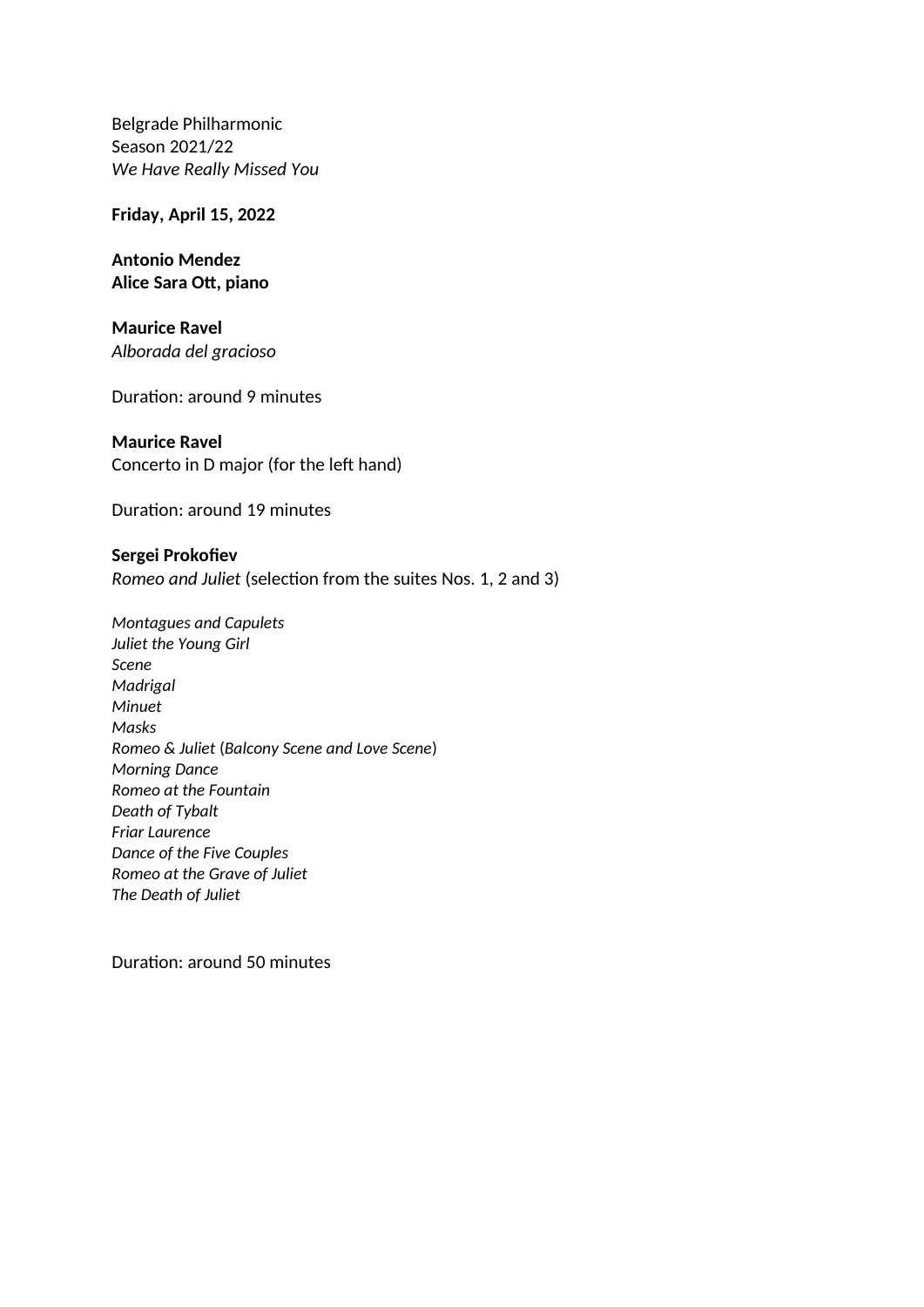Belgrade Philharmonic
Season 2021/22
*We Have Really Missed You*

**Friday, April 15, 2022**

**Antonio Mendez**
**Alice Sara Ott, piano**

**Maurice Ravel**
*Alborada del gracioso*

Duration: around 9 minutes

**Maurice Ravel**
Concerto in D major (for the left hand)

Duration: around 19 minutes

**Sergei Prokofiev**
*Romeo and Juliet* (selection from the suites Nos. 1, 2 and 3)

*Montagues and Capulets*
*Juliet the Young Girl*
*Scene*
*Madrigal*
*Minuet*
*Masks*
*Romeo & Juliet* (*Balcony Scene and Love Scene*)
*Morning Dance*
*Romeo at the Fountain*
*Death of Tybalt*
*Friar Laurence*
*Dance of the Five Couples*
*Romeo at the Grave of Juliet*
*The Death of Juliet*

Duration: around 50 minutes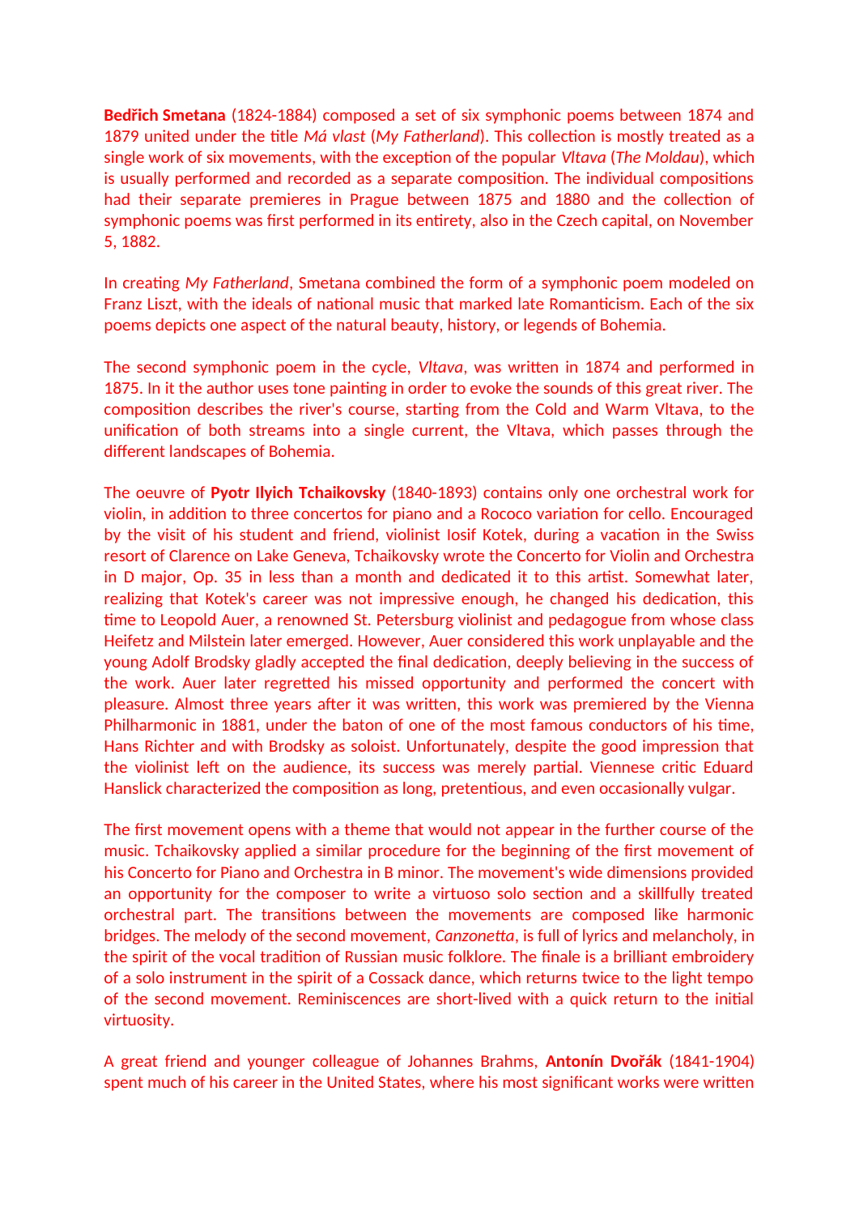**Bedřich Smetana** (1824-1884) composed a set of six symphonic poems between 1874 and 1879 united under the title *Má vlast* (*My Fatherland*). This collection is mostly treated as a single work of six movements, with the exception of the popular *Vltava* (*The Moldau*), which is usually performed and recorded as a separate composition. The individual compositions had their separate premieres in Prague between 1875 and 1880 and the collection of symphonic poems was first performed in its entirety, also in the Czech capital, on November 5, 1882.

In creating *My Fatherland*, Smetana combined the form of a symphonic poem modeled on Franz Liszt, with the ideals of national music that marked late Romanticism. Each of the six poems depicts one aspect of the natural beauty, history, or legends of Bohemia.

The second symphonic poem in the cycle, *Vltava*, was written in 1874 and performed in 1875. In it the author uses tone painting in order to evoke the sounds of this great river. The composition describes the river's course, starting from the Cold and Warm Vltava, to the unification of both streams into a single current, the Vltava, which passes through the different landscapes of Bohemia.

The oeuvre of **Pyotr Ilyich Tchaikovsky** (1840-1893) contains only one orchestral work for violin, in addition to three concertos for piano and a Rococo variation for cello. Encouraged by the visit of his student and friend, violinist Iosif Kotek, during a vacation in the Swiss resort of Clarence on Lake Geneva, Tchaikovsky wrote the Concerto for Violin and Orchestra in D major, Op. 35 in less than a month and dedicated it to this artist. Somewhat later, realizing that Kotek's career was not impressive enough, he changed his dedication, this time to Leopold Auer, a renowned St. Petersburg violinist and pedagogue from whose class Heifetz and Milstein later emerged. However, Auer considered this work unplayable and the young Adolf Brodsky gladly accepted the final dedication, deeply believing in the success of the work. Auer later regretted his missed opportunity and performed the concert with pleasure. Almost three years after it was written, this work was premiered by the Vienna Philharmonic in 1881, under the baton of one of the most famous conductors of his time, Hans Richter and with Brodsky as soloist. Unfortunately, despite the good impression that the violinist left on the audience, its success was merely partial. Viennese critic Eduard Hanslick characterized the composition as long, pretentious, and even occasionally vulgar.

The first movement opens with a theme that would not appear in the further course of the music. Tchaikovsky applied a similar procedure for the beginning of the first movement of his Concerto for Piano and Orchestra in B minor. The movement's wide dimensions provided an opportunity for the composer to write a virtuoso solo section and a skillfully treated orchestral part. The transitions between the movements are composed like harmonic bridges. The melody of the second movement, *Canzonetta*, is full of lyrics and melancholy, in the spirit of the vocal tradition of Russian music folklore. The finale is a brilliant embroidery of a solo instrument in the spirit of a Cossack dance, which returns twice to the light tempo of the second movement. Reminiscences are short-lived with a quick return to the initial virtuosity.

A great friend and younger colleague of Johannes Brahms, **Antonín Dvořák** (1841-1904) spent much of his career in the United States, where his most significant works were written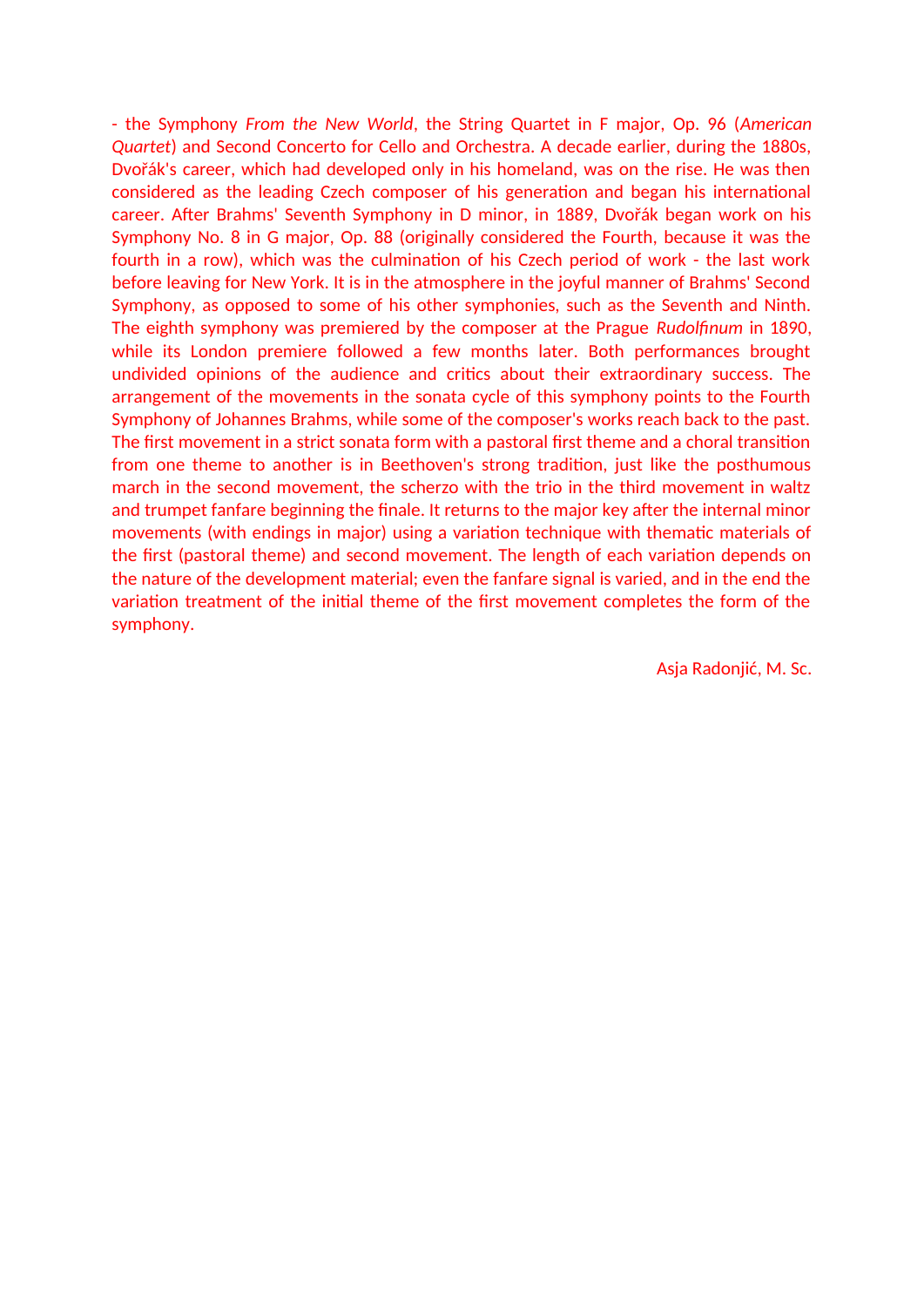- the Symphony *From the New World*, the String Quartet in F major, Op. 96 (*American Quartet*) and Second Concerto for Cello and Orchestra. A decade earlier, during the 1880s, Dvořák's career, which had developed only in his homeland, was on the rise. He was then considered as the leading Czech composer of his generation and began his international career. After Brahms' Seventh Symphony in D minor, in 1889, Dvořák began work on his Symphony No. 8 in G major, Op. 88 (originally considered the Fourth, because it was the fourth in a row), which was the culmination of his Czech period of work - the last work before leaving for New York. It is in the atmosphere in the joyful manner of Brahms' Second Symphony, as opposed to some of his other symphonies, such as the Seventh and Ninth. The eighth symphony was premiered by the composer at the Prague *Rudolfinum* in 1890, while its London premiere followed a few months later. Both performances brought undivided opinions of the audience and critics about their extraordinary success. The arrangement of the movements in the sonata cycle of this symphony points to the Fourth Symphony of Johannes Brahms, while some of the composer's works reach back to the past. The first movement in a strict sonata form with a pastoral first theme and a choral transition from one theme to another is in Beethoven's strong tradition, just like the posthumous march in the second movement, the scherzo with the trio in the third movement in waltz and trumpet fanfare beginning the finale. It returns to the major key after the internal minor movements (with endings in major) using a variation technique with thematic materials of the first (pastoral theme) and second movement. The length of each variation depends on the nature of the development material; even the fanfare signal is varied, and in the end the variation treatment of the initial theme of the first movement completes the form of the symphony.

Asja Radonjić, M. Sc.